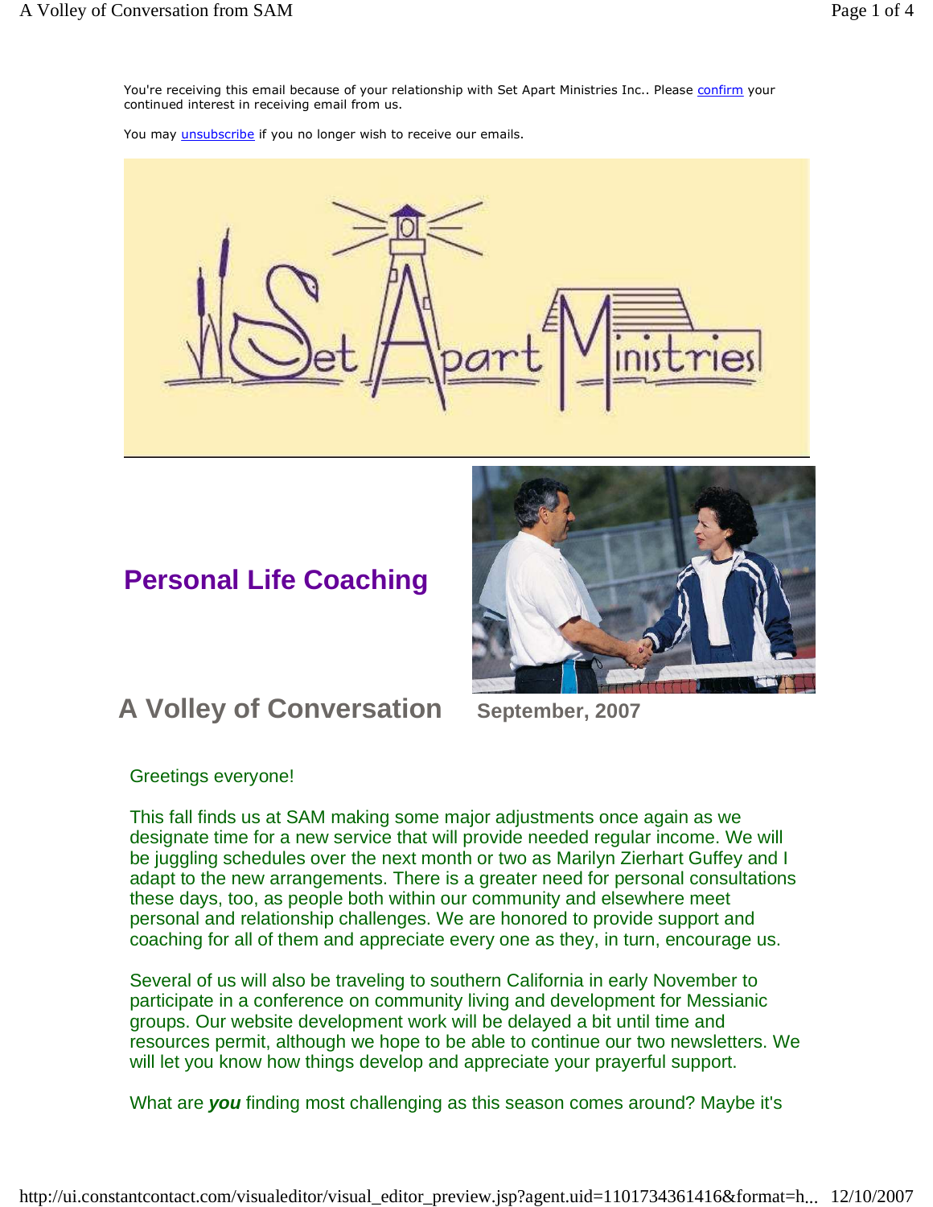You're receiving this email because of your relationship with Set Apart Ministries Inc.. Please confirm your continued interest in receiving email from us.

You may unsubscribe if you no longer wish to receive our emails.

## Personal Life Coaching

# A Volley of Conversation

**September, 2007**

Greetings everyone!

This fall finds us at SAM making some major adjustments once again as we designate time for a new service that will provide needed regular income. We will be juggling schedules over the next month or two as Marilyn Zierhart Guffey and I adapt to the new arrangements. There is a greater need for personal consultations these days, too, as people both within our community and elsewhere meet personal and relationship challenges. We are honored to provide support and coaching for all of them and appreciate every one as they, in turn, encourage us.

Several of us will also be traveling to southern California in early November to participate in a conference on community living and development for Messianic groups. Our website development work will be delayed a bit until time and resources permit, although we hope to be able to continue our two newsletters. We will let you know how things develop and appreciate your prayerful support.

What are ***you*** finding most challenging as this season comes around? Maybe it's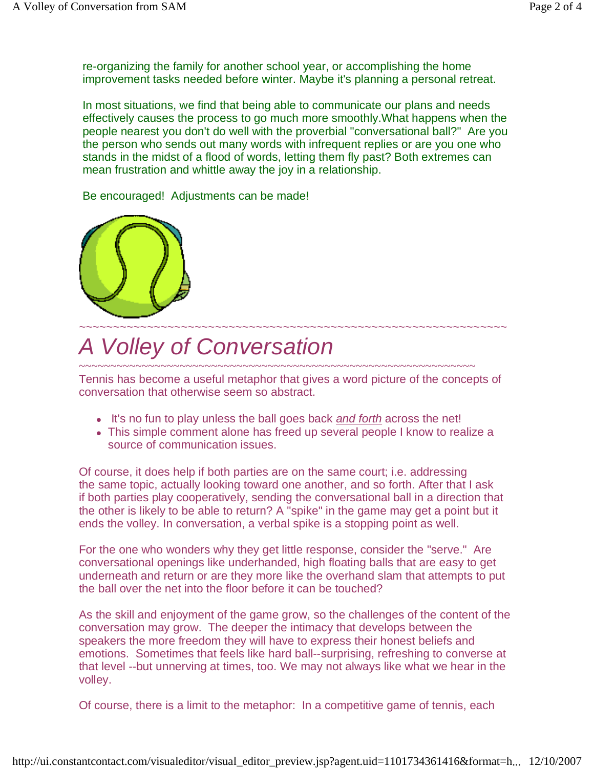re-organizing the family for another school year, or accomplishing the home improvement tasks needed before winter. Maybe it's planning a personal retreat.

In most situations, we find that being able to communicate our plans and needs effectively causes the process to go much more smoothly.What happens when the people nearest you don't do well with the proverbial "conversational ball?" Are you the person who sends out many words with infrequent replies or are you one who stands in the midst of a flood of words, letting them fly past? Both extremes can mean frustration and whittle away the joy in a relationship.

Be encouraged! Adjustments can be made!

~~~~~~~~~~~~~~~~~~~~~~~~~~~~~~~~~~~~~~~~~~~~~~~~~~~~~~~~~~~~~~~~~~~

# *A Volley of Conversation*

~~~~~~~~~~~~~~~~~~~~~~~~~~~~~~~~~~~~~~~~~~~~~~~~~~~~~~~~~~~~~~~~~~~

Tennis has become a useful metaphor that gives a word picture of the concepts of conversation that otherwise seem so abstract.

- It's no fun to play unless the ball goes back *and forth* across the net!
- This simple comment alone has freed up several people I know to realize a source of communication issues.

Of course, it does help if both parties are on the same court; i.e. addressing the same topic, actually looking toward one another, and so forth. After that I ask if both parties play cooperatively, sending the conversational ball in a direction that the other is likely to be able to return? A "spike" in the game may get a point but it ends the volley. In conversation, a verbal spike is a stopping point as well.

For the one who wonders why they get little response, consider the "serve." Are conversational openings like underhanded, high floating balls that are easy to get underneath and return or are they more like the overhand slam that attempts to put the ball over the net into the floor before it can be touched?

As the skill and enjoyment of the game grow, so the challenges of the content of the conversation may grow. The deeper the intimacy that develops between the speakers the more freedom they will have to express their honest beliefs and emotions. Sometimes that feels like hard ball--surprising, refreshing to converse at that level --but unnerving at times, too. We may not always like what we hear in the volley.

Of course, there is a limit to the metaphor: In a competitive game of tennis, each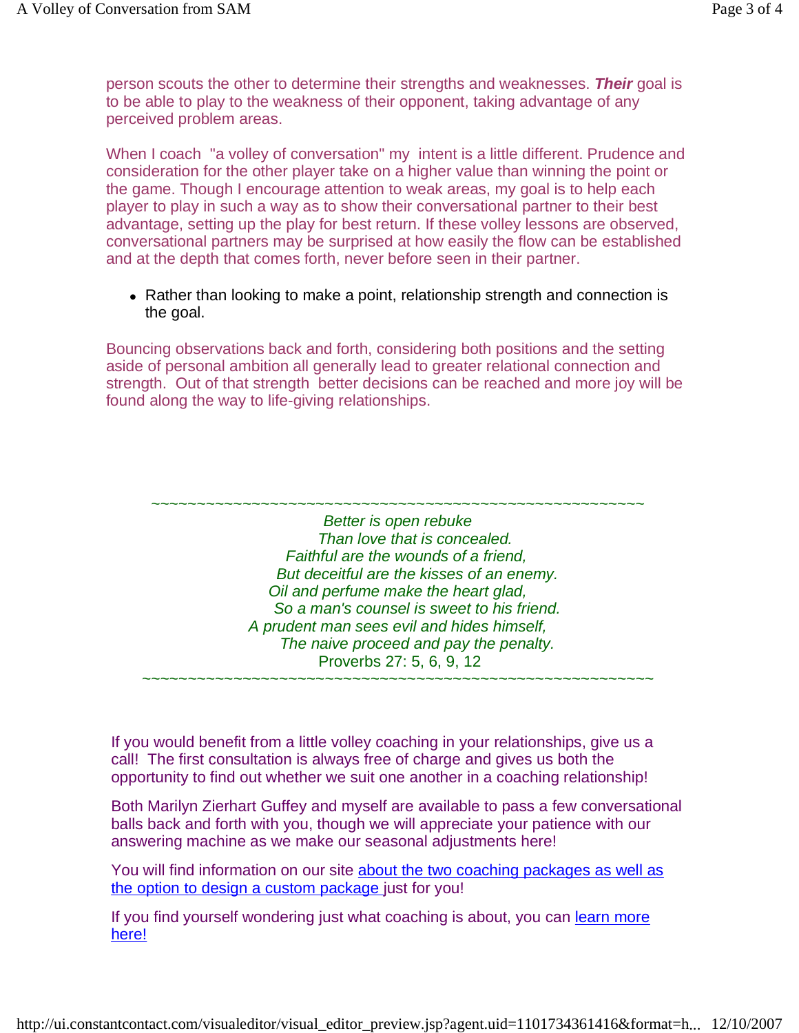person scouts the other to determine their strengths and weaknesses. ***Their*** goal is to be able to play to the weakness of their opponent, taking advantage of any perceived problem areas.

When I coach "a volley of conversation" my intent is a little different. Prudence and consideration for the other player take on a higher value than winning the point or the game. Though I encourage attention to weak areas, my goal is to help each player to play in such a way as to show their conversational partner to their best advantage, setting up the play for best return. If these volley lessons are observed, conversational partners may be surprised at how easily the flow can be established and at the depth that comes forth, never before seen in their partner.

- Rather than looking to make a point, relationship strength and connection is the goal.

Bouncing observations back and forth, considering both positions and the setting aside of personal ambition all generally lead to greater relational connection and strength. Out of that strength better decisions can be reached and more joy will be found along the way to life-giving relationships.

~~~~~~~~~~~~~~~~~~~~~~~~~~~~~~~~~~~~~~~~~~~~~~~~~~~~

*Better is open rebuke*
*Than love that is concealed.*
*Faithful are the wounds of a friend,*
*But deceitful are the kisses of an enemy.*
*Oil and perfume make the heart glad,*
*So a man's counsel is sweet to his friend.*
*A prudent man sees evil and hides himself,*
*The naive proceed and pay the penalty.*
Proverbs 27: 5, 6, 9, 12

~~~~~~~~~~~~~~~~~~~~~~~~~~~~~~~~~~~~~~~~~~~~~~~~~~~~

If you would benefit from a little volley coaching in your relationships, give us a call! The first consultation is always free of charge and gives us both the opportunity to find out whether we suit one another in a coaching relationship!

Both Marilyn Zierhart Guffey and myself are available to pass a few conversational balls back and forth with you, though we will appreciate your patience with our answering machine as we make our seasonal adjustments here!

You will find information on our site about the two coaching packages as well as the option to design a custom package just for you!

If you find yourself wondering just what coaching is about, you can learn more here!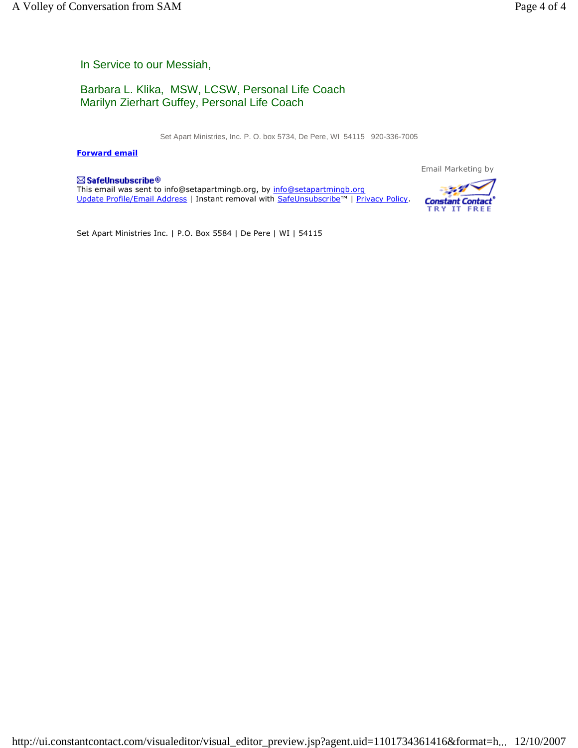In Service to our Messiah,

Barbara L. Klika, MSW, LCSW, Personal Life Coach
Marilyn Zierhart Guffey, Personal Life Coach

Set Apart Ministries, Inc. P. O. box 5734, De Pere, WI 54115 920-336-7005

**Forward email**

Email Marketing by

SafeUnsubscribe®
This email was sent to info@setapartmingb.org, by info@setapartmingb.org
Update Profile/Email Address | Instant removal with SafeUnsubscribe™ | Privacy Policy.

Constant Contact
TRY IT FREE

Set Apart Ministries Inc. | P.O. Box 5584 | De Pere | WI | 54115